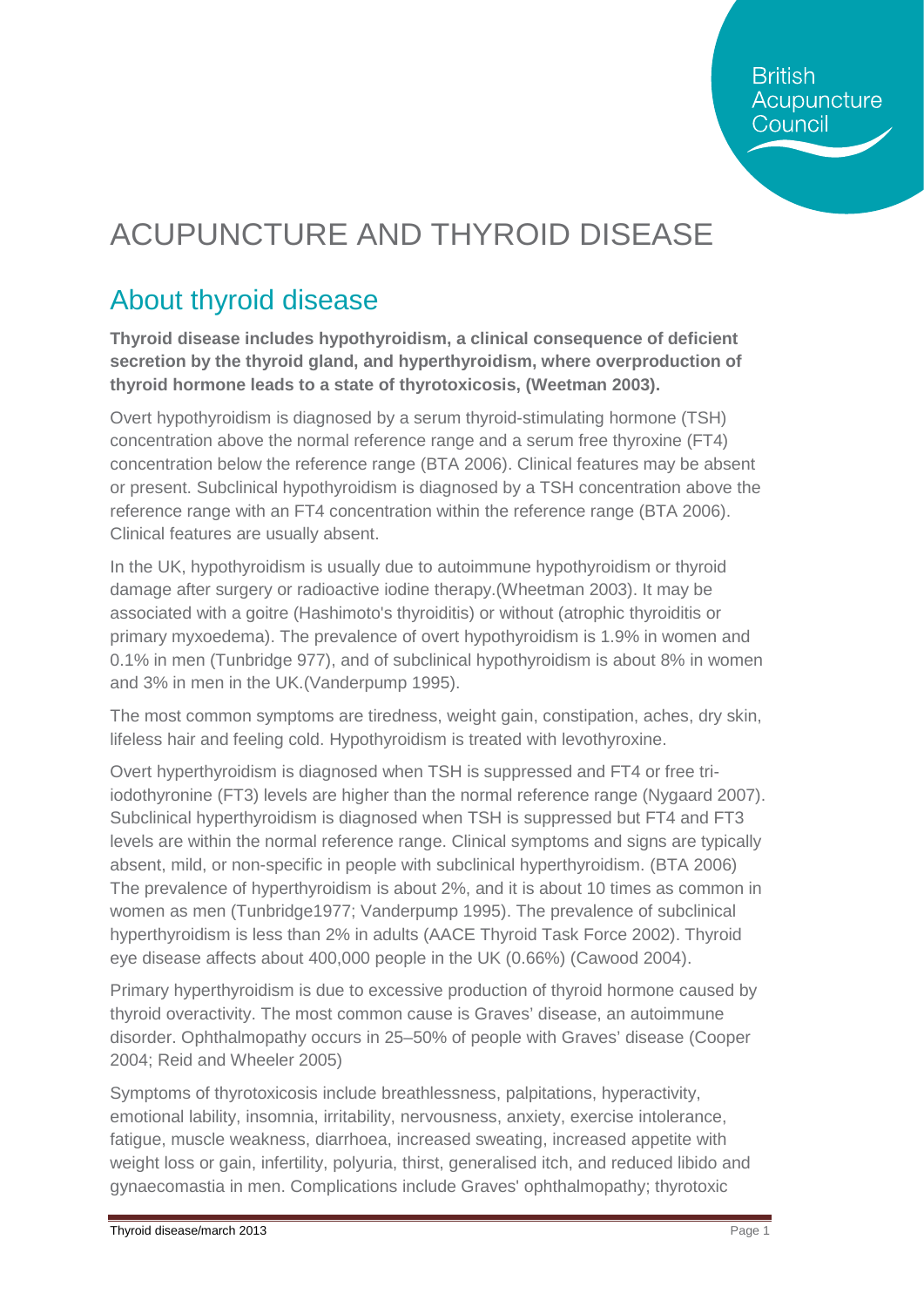# ACUPUNCTURE AND THYROID DISEASE

## About thyroid disease

**Thyroid disease includes hypothyroidism, a clinical consequence of deficient secretion by the thyroid gland, and hyperthyroidism, where overproduction of thyroid hormone leads to a state of thyrotoxicosis, (Weetman 2003).**

Overt hypothyroidism is diagnosed by a serum thyroid-stimulating hormone (TSH) concentration above the normal reference range and a serum free thyroxine (FT4) concentration below the reference range (BTA 2006). Clinical features may be absent or present. Subclinical hypothyroidism is diagnosed by a TSH concentration above the reference range with an FT4 concentration within the reference range (BTA 2006). Clinical features are usually absent.

In the UK, hypothyroidism is usually due to autoimmune hypothyroidism or thyroid damage after surgery or radioactive iodine therapy.(Wheetman 2003). It may be associated with a goitre (Hashimoto's thyroiditis) or without (atrophic thyroiditis or primary myxoedema). The prevalence of overt hypothyroidism is 1.9% in women and 0.1% in men (Tunbridge 977), and of subclinical hypothyroidism is about 8% in women and 3% in men in the UK.(Vanderpump 1995).

The most common symptoms are tiredness, weight gain, constipation, aches, dry skin, lifeless hair and feeling cold. Hypothyroidism is treated with levothyroxine.

Overt hyperthyroidism is diagnosed when TSH is suppressed and FT4 or free tri-iodothyronine (FT3) levels are higher than the normal reference range (Nygaard 2007). Subclinical hyperthyroidism is diagnosed when TSH is suppressed but FT4 and FT3 levels are within the normal reference range. Clinical symptoms and signs are typically absent, mild, or non-specific in people with subclinical hyperthyroidism. (BTA 2006) The prevalence of hyperthyroidism is about 2%, and it is about 10 times as common in women as men (Tunbridge1977; Vanderpump 1995). The prevalence of subclinical hyperthyroidism is less than 2% in adults (AACE Thyroid Task Force 2002). Thyroid eye disease affects about 400,000 people in the UK (0.66%) (Cawood 2004).

Primary hyperthyroidism is due to excessive production of thyroid hormone caused by thyroid overactivity. The most common cause is Graves' disease, an autoimmune disorder. Ophthalmopathy occurs in 25–50% of people with Graves' disease (Cooper 2004; Reid and Wheeler 2005)

Symptoms of thyrotoxicosis include breathlessness, palpitations, hyperactivity, emotional lability, insomnia, irritability, nervousness, anxiety, exercise intolerance, fatigue, muscle weakness, diarrhoea, increased sweating, increased appetite with weight loss or gain, infertility, polyuria, thirst, generalised itch, and reduced libido and gynaecomastia in men. Complications include Graves' ophthalmopathy; thyrotoxic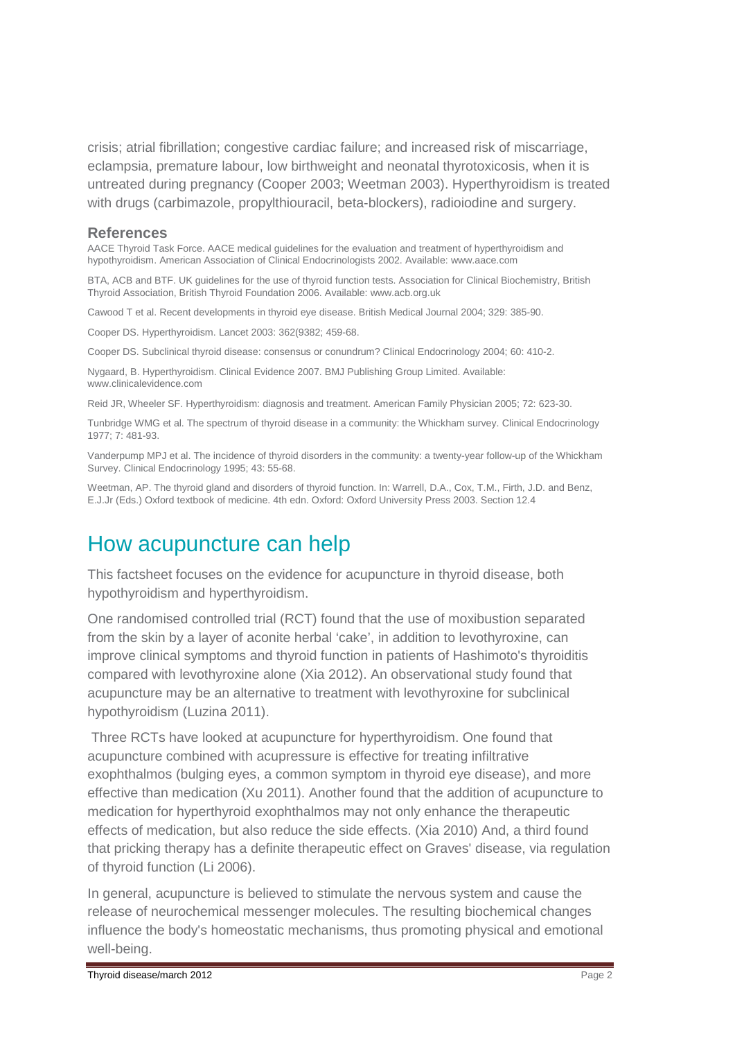crisis; atrial fibrillation; congestive cardiac failure; and increased risk of miscarriage, eclampsia, premature labour, low birthweight and neonatal thyrotoxicosis, when it is untreated during pregnancy (Cooper 2003; Weetman 2003). Hyperthyroidism is treated with drugs (carbimazole, propylthiouracil, beta-blockers), radioiodine and surgery.

### References

AACE Thyroid Task Force. AACE medical guidelines for the evaluation and treatment of hyperthyroidism and hypothyroidism. American Association of Clinical Endocrinologists 2002. Available: www.aace.com

BTA, ACB and BTF. UK guidelines for the use of thyroid function tests. Association for Clinical Biochemistry, British Thyroid Association, British Thyroid Foundation 2006. Available: www.acb.org.uk

Cawood T et al. Recent developments in thyroid eye disease. British Medical Journal 2004; 329: 385-90.

Cooper DS. Hyperthyroidism. Lancet 2003: 362(9382; 459-68.

Cooper DS. Subclinical thyroid disease: consensus or conundrum? Clinical Endocrinology 2004; 60: 410-2.

Nygaard, B. Hyperthyroidism. Clinical Evidence 2007. BMJ Publishing Group Limited. Available: www.clinicalevidence.com

Reid JR, Wheeler SF. Hyperthyroidism: diagnosis and treatment. American Family Physician 2005; 72: 623-30.

Tunbridge WMG et al. The spectrum of thyroid disease in a community: the Whickham survey. Clinical Endocrinology 1977; 7: 481-93.

Vanderpump MPJ et al. The incidence of thyroid disorders in the community: a twenty-year follow-up of the Whickham Survey. Clinical Endocrinology 1995; 43: 55-68.

Weetman, AP. The thyroid gland and disorders of thyroid function. In: Warrell, D.A., Cox, T.M., Firth, J.D. and Benz, E.J.Jr (Eds.) Oxford textbook of medicine. 4th edn. Oxford: Oxford University Press 2003. Section 12.4

## How acupuncture can help

This factsheet focuses on the evidence for acupuncture in thyroid disease, both hypothyroidism and hyperthyroidism.

One randomised controlled trial (RCT) found that the use of moxibustion separated from the skin by a layer of aconite herbal 'cake', in addition to levothyroxine, can improve clinical symptoms and thyroid function in patients of Hashimoto's thyroiditis compared with levothyroxine alone (Xia 2012). An observational study found that acupuncture may be an alternative to treatment with levothyroxine for subclinical hypothyroidism (Luzina 2011).

Three RCTs have looked at acupuncture for hyperthyroidism. One found that acupuncture combined with acupressure is effective for treating infiltrative exophthalmos (bulging eyes, a common symptom in thyroid eye disease), and more effective than medication (Xu 2011). Another found that the addition of acupuncture to medication for hyperthyroid exophthalmos may not only enhance the therapeutic effects of medication, but also reduce the side effects. (Xia 2010) And, a third found that pricking therapy has a definite therapeutic effect on Graves' disease, via regulation of thyroid function (Li 2006).

In general, acupuncture is believed to stimulate the nervous system and cause the release of neurochemical messenger molecules. The resulting biochemical changes influence the body's homeostatic mechanisms, thus promoting physical and emotional well-being.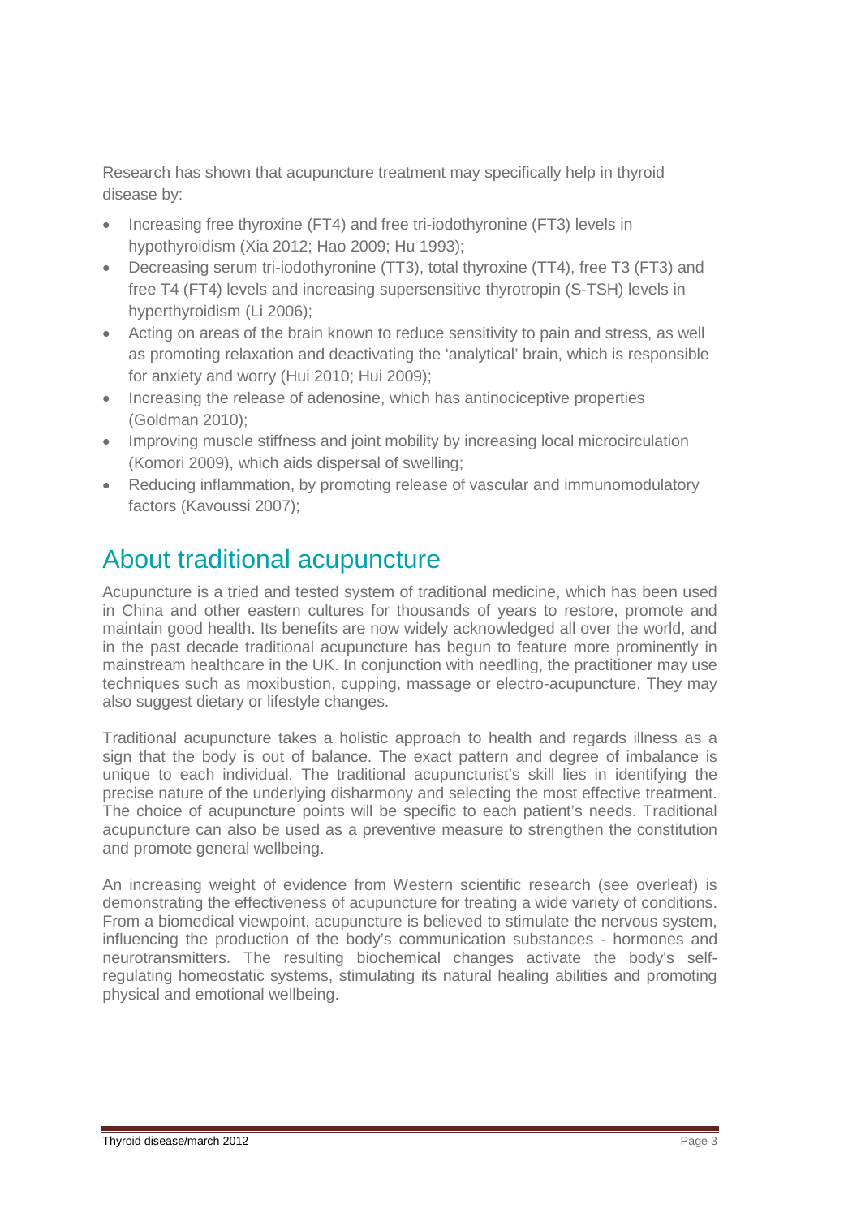Research has shown that acupuncture treatment may specifically help in thyroid disease by:

- Increasing free thyroxine (FT4) and free tri-iodothyronine (FT3) levels in hypothyroidism (Xia 2012; Hao 2009; Hu 1993);
- Decreasing serum tri-iodothyronine (TT3), total thyroxine (TT4), free T3 (FT3) and free T4 (FT4) levels and increasing supersensitive thyrotropin (S-TSH) levels in hyperthyroidism (Li 2006);
- Acting on areas of the brain known to reduce sensitivity to pain and stress, as well as promoting relaxation and deactivating the 'analytical' brain, which is responsible for anxiety and worry (Hui 2010; Hui 2009);
- Increasing the release of adenosine, which has antinociceptive properties (Goldman 2010);
- Improving muscle stiffness and joint mobility by increasing local microcirculation (Komori 2009), which aids dispersal of swelling;
- Reducing inflammation, by promoting release of vascular and immunomodulatory factors (Kavoussi 2007);

## About traditional acupuncture

Acupuncture is a tried and tested system of traditional medicine, which has been used in China and other eastern cultures for thousands of years to restore, promote and maintain good health. Its benefits are now widely acknowledged all over the world, and in the past decade traditional acupuncture has begun to feature more prominently in mainstream healthcare in the UK. In conjunction with needling, the practitioner may use techniques such as moxibustion, cupping, massage or electro-acupuncture. They may also suggest dietary or lifestyle changes.

Traditional acupuncture takes a holistic approach to health and regards illness as a sign that the body is out of balance. The exact pattern and degree of imbalance is unique to each individual. The traditional acupuncturist's skill lies in identifying the precise nature of the underlying disharmony and selecting the most effective treatment. The choice of acupuncture points will be specific to each patient's needs. Traditional acupuncture can also be used as a preventive measure to strengthen the constitution and promote general wellbeing.

An increasing weight of evidence from Western scientific research (see overleaf) is demonstrating the effectiveness of acupuncture for treating a wide variety of conditions. From a biomedical viewpoint, acupuncture is believed to stimulate the nervous system, influencing the production of the body's communication substances - hormones and neurotransmitters. The resulting biochemical changes activate the body's self-regulating homeostatic systems, stimulating its natural healing abilities and promoting physical and emotional wellbeing.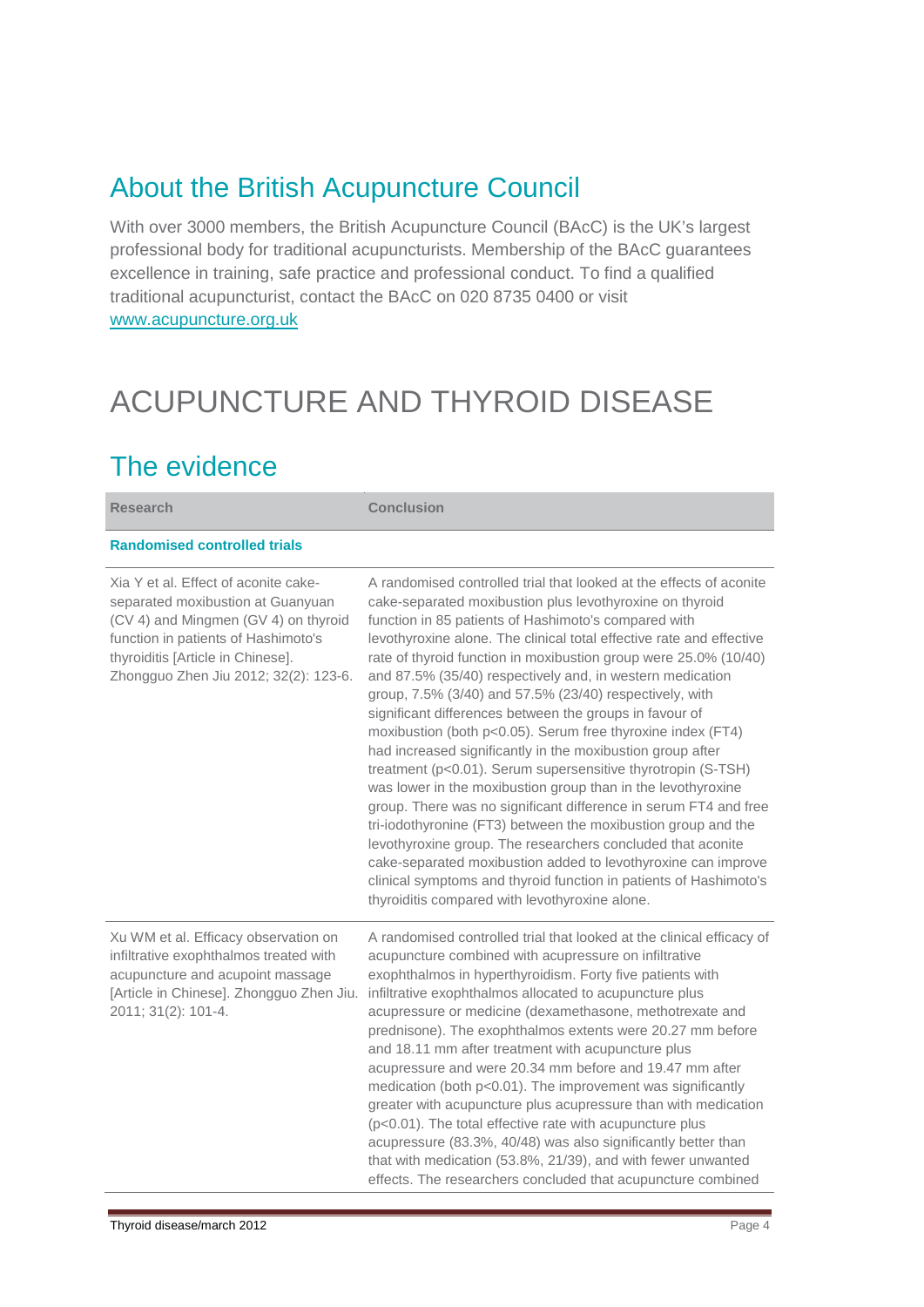## About the British Acupuncture Council

With over 3000 members, the British Acupuncture Council (BAcC) is the UK's largest professional body for traditional acupuncturists. Membership of the BAcC guarantees excellence in training, safe practice and professional conduct. To find a qualified traditional acupuncturist, contact the BAcC on 020 8735 0400 or visit [www.acupuncture.org.uk](www.acupuncture.org.uk)

# ACUPUNCTURE AND THYROID DISEASE

## The evidence

| Research | Conclusion |
|---|---|
| **Randomised controlled trials** | |
| Xia Y et al. Effect of aconite cake-separated moxibustion at Guanyuan (CV 4) and Mingmen (GV 4) on thyroid function in patients of Hashimoto's thyroiditis [Article in Chinese]. Zhongguo Zhen Jiu 2012; 32(2): 123-6. | A randomised controlled trial that looked at the effects of aconite cake-separated moxibustion plus levothyroxine on thyroid function in 85 patients of Hashimoto's compared with levothyroxine alone. The clinical total effective rate and effective rate of thyroid function in moxibustion group were 25.0% (10/40) and 87.5% (35/40) respectively and, in western medication group, 7.5% (3/40) and 57.5% (23/40) respectively, with significant differences between the groups in favour of moxibustion (both $p<0.05$). Serum free thyroxine index (FT4) had increased significantly in the moxibustion group after treatment ($p<0.01$). Serum supersensitive thyrotropin (S-TSH) was lower in the moxibustion group than in the levothyroxine group. There was no significant difference in serum FT4 and free tri-iodothyronine (FT3) between the moxibustion group and the levothyroxine group. The researchers concluded that aconite cake-separated moxibustion added to levothyroxine can improve clinical symptoms and thyroid function in patients of Hashimoto's thyroiditis compared with levothyroxine alone. |
| Xu WM et al. Efficacy observation on infiltrative exophthalmos treated with acupuncture and acupoint massage [Article in Chinese]. Zhongguo Zhen Jiu. 2011; 31(2): 101-4. | A randomised controlled trial that looked at the clinical efficacy of acupuncture combined with acupressure on infiltrative exophthalmos in hyperthyroidism. Forty five patients with infiltrative exophthalmos allocated to acupuncture plus acupressure or medicine (dexamethasone, methotrexate and prednisone). The exophthalmos extents were 20.27 mm before and 18.11 mm after treatment with acupuncture plus acupressure and were 20.34 mm before and 19.47 mm after medication (both $p<0.01$). The improvement was significantly greater with acupuncture plus acupressure than with medication ($p<0.01$). The total effective rate with acupuncture plus acupressure (83.3%, 40/48) was also significantly better than that with medication (53.8%, 21/39), and with fewer unwanted effects. The researchers concluded that acupuncture combined |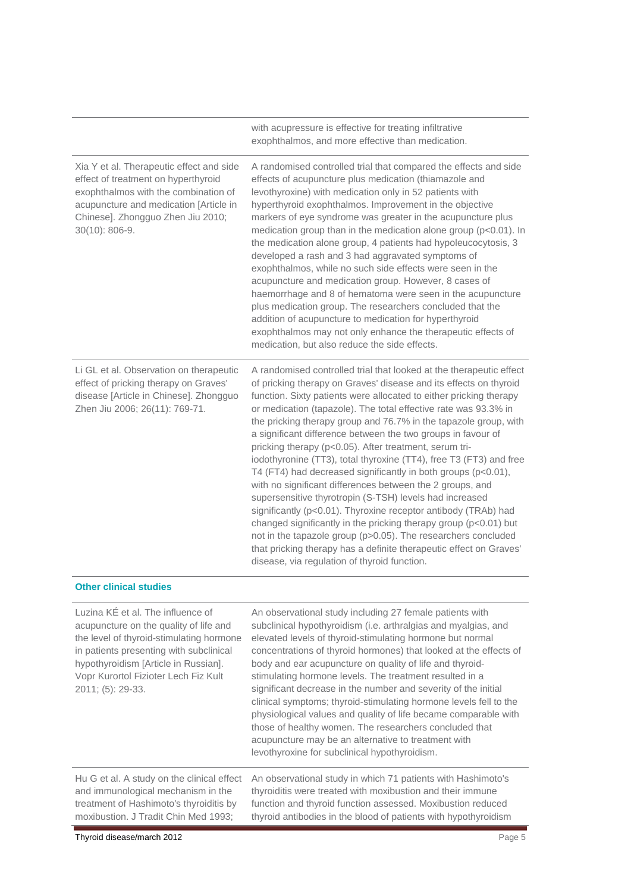| | |
|---|---|
| | with acupressure is effective for treating infiltrative exophthalmos, and more effective than medication. |
| Xia Y et al. Therapeutic effect and side effect of treatment on hyperthyroid exophthalmos with the combination of acupuncture and medication [Article in Chinese]. Zhongguo Zhen Jiu 2010; 30(10): 806-9. | A randomised controlled trial that compared the effects and side effects of acupuncture plus medication (thiamazole and levothyroxine) with medication only in 52 patients with hyperthyroid exophthalmos. Improvement in the objective markers of eye syndrome was greater in the acupuncture plus medication group than in the medication alone group ($p<0.01$). In the medication alone group, 4 patients had hypoleucocytosis, 3 developed a rash and 3 had aggravated symptoms of exophthalmos, while no such side effects were seen in the acupuncture and medication group. However, 8 cases of haemorrhage and 8 of hematoma were seen in the acupuncture plus medication group. The researchers concluded that the addition of acupuncture to medication for hyperthyroid exophthalmos may not only enhance the therapeutic effects of medication, but also reduce the side effects. |
| Li GL et al. Observation on therapeutic effect of pricking therapy on Graves' disease [Article in Chinese]. Zhongguo Zhen Jiu 2006; 26(11): 769-71. | A randomised controlled trial that looked at the therapeutic effect of pricking therapy on Graves' disease and its effects on thyroid function. Sixty patients were allocated to either pricking therapy or medication (tapazole). The total effective rate was 93.3% in the pricking therapy group and 76.7% in the tapazole group, with a significant difference between the two groups in favour of pricking therapy ($p<0.05$). After treatment, serum tri-iodothyronine (TT3), total thyroxine (TT4), free T3 (FT3) and free T4 (FT4) had decreased significantly in both groups ($p<0.01$), with no significant differences between the 2 groups, and supersensitive thyrotropin (S-TSH) levels had increased significantly ($p<0.01$). Thyroxine receptor antibody (TRAb) had changed significantly in the pricking therapy group ($p<0.01$) but not in the tapazole group ($p>0.05$). The researchers concluded that pricking therapy has a definite therapeutic effect on Graves' disease, via regulation of thyroid function. |

### Other clinical studies

| | |
|---|---|
| Luzina KÉ et al. The influence of acupuncture on the quality of life and the level of thyroid-stimulating hormone in patients presenting with subclinical hypothyroidism [Article in Russian]. Vopr Kurortol Fizioter Lech Fiz Kult 2011; (5): 29-33. | An observational study including 27 female patients with subclinical hypothyroidism (i.e. arthralgias and myalgias, and elevated levels of thyroid-stimulating hormone but normal concentrations of thyroid hormones) that looked at the effects of body and ear acupuncture on quality of life and thyroid-stimulating hormone levels. The treatment resulted in a significant decrease in the number and severity of the initial clinical symptoms; thyroid-stimulating hormone levels fell to the physiological values and quality of life became comparable with those of healthy women. The researchers concluded that acupuncture may be an alternative to treatment with levothyroxine for subclinical hypothyroidism. |
| Hu G et al. A study on the clinical effect and immunological mechanism in the treatment of Hashimoto's thyroiditis by moxibustion. J Tradit Chin Med 1993; | An observational study in which 71 patients with Hashimoto's thyroiditis were treated with moxibustion and their immune function and thyroid function assessed. Moxibustion reduced thyroid antibodies in the blood of patients with hypothyroidism |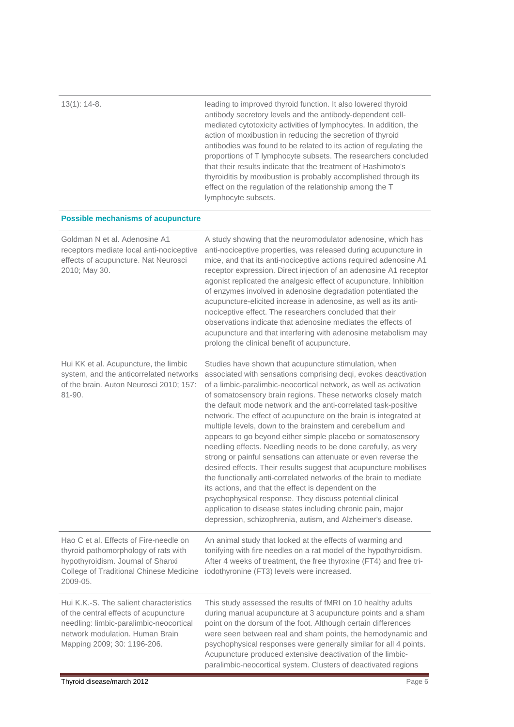| | |
|---|---|
| 13(1): 14-8. | leading to improved thyroid function. It also lowered thyroid antibody secretory levels and the antibody-dependent cell-mediated cytotoxicity activities of lymphocytes. In addition, the action of moxibustion in reducing the secretion of thyroid antibodies was found to be related to its action of regulating the proportions of T lymphocyte subsets. The researchers concluded that their results indicate that the treatment of Hashimoto's thyroiditis by moxibustion is probably accomplished through its effect on the regulation of the relationship among the T lymphocyte subsets. |

**Possible mechanisms of acupuncture**

| | |
|---|---|
| Goldman N et al. Adenosine A1 receptors mediate local anti-nociceptive effects of acupuncture. Nat Neurosci 2010; May 30. | A study showing that the neuromodulator adenosine, which has anti-nociceptive properties, was released during acupuncture in mice, and that its anti-nociceptive actions required adenosine A1 receptor expression. Direct injection of an adenosine A1 receptor agonist replicated the analgesic effect of acupuncture. Inhibition of enzymes involved in adenosine degradation potentiated the acupuncture-elicited increase in adenosine, as well as its anti-nociceptive effect. The researchers concluded that their observations indicate that adenosine mediates the effects of acupuncture and that interfering with adenosine metabolism may prolong the clinical benefit of acupuncture. |
| Hui KK et al. Acupuncture, the limbic system, and the anticorrelated networks of the brain. Auton Neurosci 2010; 157: 81-90. | Studies have shown that acupuncture stimulation, when associated with sensations comprising deqi, evokes deactivation of a limbic-paralimbic-neocortical network, as well as activation of somatosensory brain regions. These networks closely match the default mode network and the anti-correlated task-positive network. The effect of acupuncture on the brain is integrated at multiple levels, down to the brainstem and cerebellum and appears to go beyond either simple placebo or somatosensory needling effects. Needling needs to be done carefully, as very strong or painful sensations can attenuate or even reverse the desired effects. Their results suggest that acupuncture mobilises the functionally anti-correlated networks of the brain to mediate its actions, and that the effect is dependent on the psychophysical response. They discuss potential clinical application to disease states including chronic pain, major depression, schizophrenia, autism, and Alzheimer's disease. |
| Hao C et al. Effects of Fire-needle on thyroid pathomorphology of rats with hypothyroidism. Journal of Shanxi College of Traditional Chinese Medicine 2009-05. | An animal study that looked at the effects of warming and tonifying with fire needles on a rat model of the hypothyroidism. After 4 weeks of treatment, the free thyroxine (FT4) and free tri-iodothyronine (FT3) levels were increased. |
| Hui K.K.-S. The salient characteristics of the central effects of acupuncture needling: limbic-paralimbic-neocortical network modulation. Human Brain Mapping 2009; 30: 1196-206. | This study assessed the results of fMRI on 10 healthy adults during manual acupuncture at 3 acupuncture points and a sham point on the dorsum of the foot. Although certain differences were seen between real and sham points, the hemodynamic and psychophysical responses were generally similar for all 4 points. Acupuncture produced extensive deactivation of the limbic-paralimbic-neocortical system. Clusters of deactivated regions |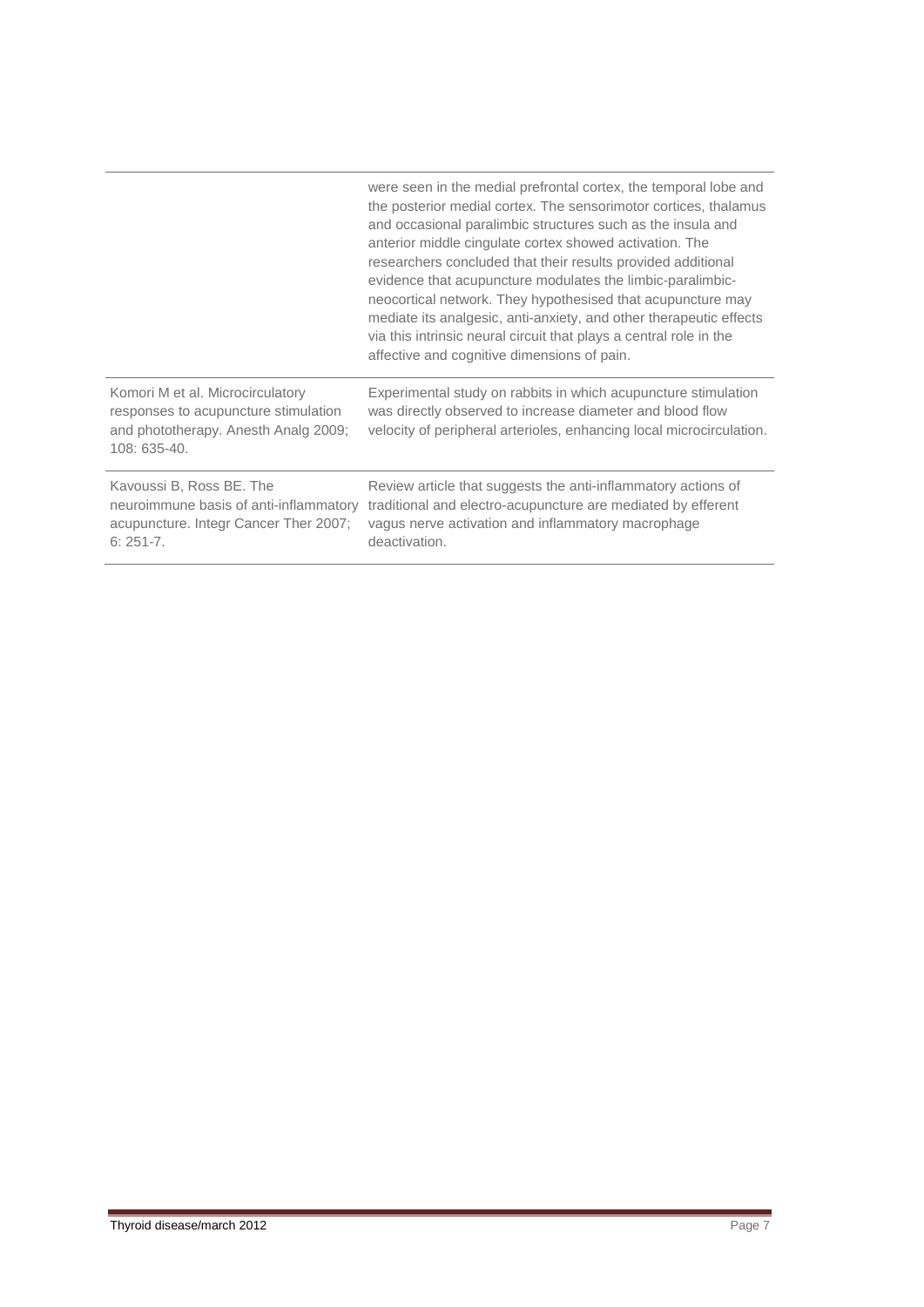| | |
|---|---|
| | were seen in the medial prefrontal cortex, the temporal lobe and the posterior medial cortex. The sensorimotor cortices, thalamus and occasional paralimbic structures such as the insula and anterior middle cingulate cortex showed activation. The researchers concluded that their results provided additional evidence that acupuncture modulates the limbic-paralimbic-neocortical network. They hypothesised that acupuncture may mediate its analgesic, anti-anxiety, and other therapeutic effects via this intrinsic neural circuit that plays a central role in the affective and cognitive dimensions of pain. |
| Komori M et al. Microcirculatory responses to acupuncture stimulation and phototherapy. Anesth Analg 2009; 108: 635-40. | Experimental study on rabbits in which acupuncture stimulation was directly observed to increase diameter and blood flow velocity of peripheral arterioles, enhancing local microcirculation. |
| Kavoussi B, Ross BE. The neuroimmune basis of anti-inflammatory acupuncture. Integr Cancer Ther 2007; 6: 251-7. | Review article that suggests the anti-inflammatory actions of traditional and electro-acupuncture are mediated by efferent vagus nerve activation and inflammatory macrophage deactivation. |